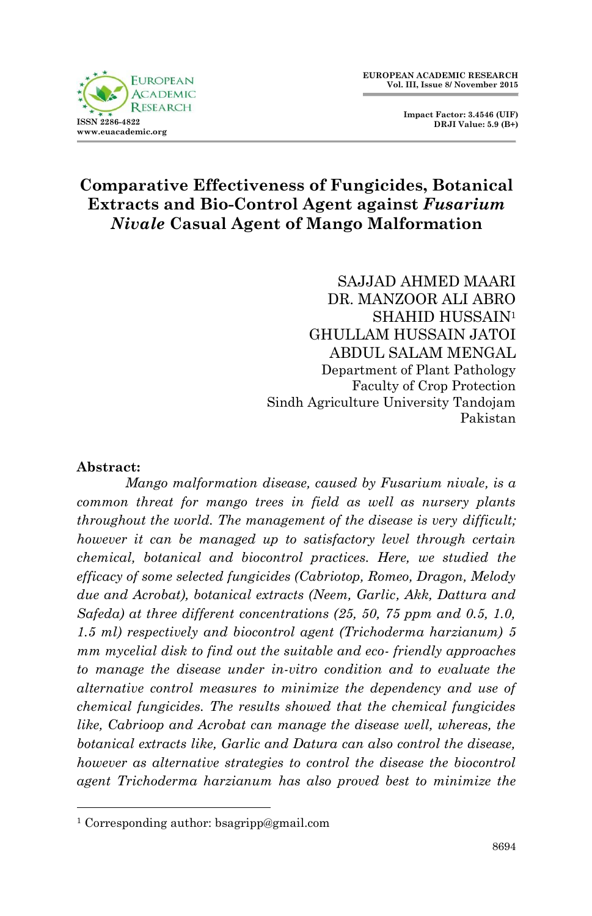# Comparative Effectiveness of Fungicides, Botanical Extracts and Bio-Control Agent against *Fusarium Nivale* Casual Agent of Mango Malformation

SAJJAD AHMED MAARI  
DR. MANZOOR ALI ABRO  
SHAHID HUSSAIN[1]  
GHULLAM HUSSAIN JATOI  
ABDUL SALAM MENGAL  
Department of Plant Pathology  
Faculty of Crop Protection  
Sindh Agriculture University Tandojam  
Pakistan

**Abstract:**

*Mango malformation disease, caused by Fusarium nivale, is a common threat for mango trees in field as well as nursery plants throughout the world. The management of the disease is very difficult; however it can be managed up to satisfactory level through certain chemical, botanical and biocontrol practices. Here, we studied the efficacy of some selected fungicides (Cabriotop, Romeo, Dragon, Melody due and Acrobat), botanical extracts (Neem, Garlic, Akk, Dattura and Safeda) at three different concentrations (25, 50, 75 ppm and 0.5, 1.0, 1.5 ml) respectively and biocontrol agent (Trichoderma harzianum) 5 mm mycelial disk to find out the suitable and eco- friendly approaches to manage the disease under in-vitro condition and to evaluate the alternative control measures to minimize the dependency and use of chemical fungicides. The results showed that the chemical fungicides like, Cabrioop and Acrobat can manage the disease well, whereas, the botanical extracts like, Garlic and Datura can also control the disease, however as alternative strategies to control the disease the biocontrol agent Trichoderma harzianum has also proved best to minimize the*

[1] Corresponding author: bsagripp@gmail.com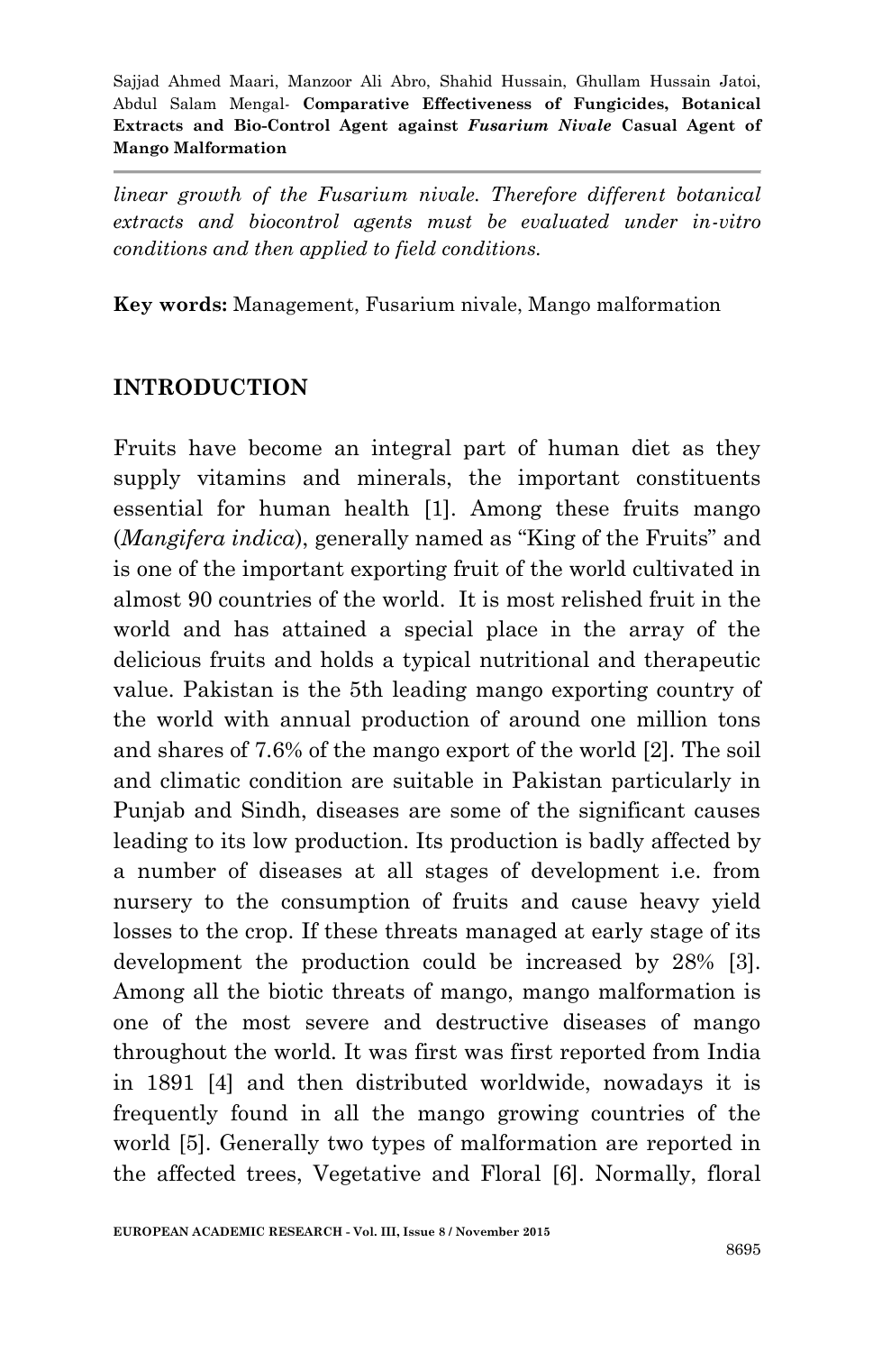*linear growth of the Fusarium nivale. Therefore different botanical extracts and biocontrol agents must be evaluated under in-vitro conditions and then applied to field conditions.*

**Key words:** Management, Fusarium nivale, Mango malformation

## INTRODUCTION

Fruits have become an integral part of human diet as they supply vitamins and minerals, the important constituents essential for human health [1]. Among these fruits mango (*Mangifera indica*), generally named as "King of the Fruits" and is one of the important exporting fruit of the world cultivated in almost 90 countries of the world. It is most relished fruit in the world and has attained a special place in the array of the delicious fruits and holds a typical nutritional and therapeutic value. Pakistan is the 5th leading mango exporting country of the world with annual production of around one million tons and shares of 7.6% of the mango export of the world [2]. The soil and climatic condition are suitable in Pakistan particularly in Punjab and Sindh, diseases are some of the significant causes leading to its low production. Its production is badly affected by a number of diseases at all stages of development i.e. from nursery to the consumption of fruits and cause heavy yield losses to the crop. If these threats managed at early stage of its development the production could be increased by 28% [3]. Among all the biotic threats of mango, mango malformation is one of the most severe and destructive diseases of mango throughout the world. It was first was first reported from India in 1891 [4] and then distributed worldwide, nowadays it is frequently found in all the mango growing countries of the world [5]. Generally two types of malformation are reported in the affected trees, Vegetative and Floral [6]. Normally, floral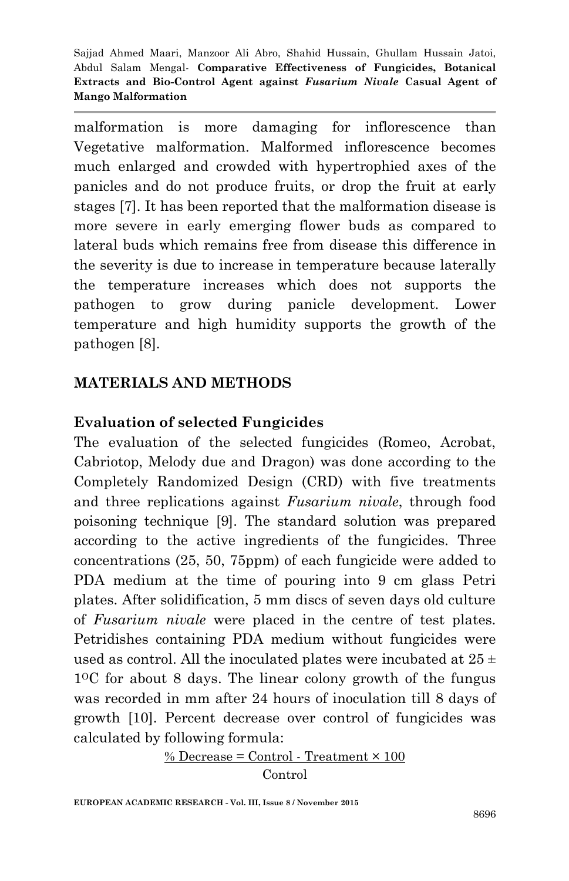malformation is more damaging for inflorescence than Vegetative malformation. Malformed inflorescence becomes much enlarged and crowded with hypertrophied axes of the panicles and do not produce fruits, or drop the fruit at early stages [7]. It has been reported that the malformation disease is more severe in early emerging flower buds as compared to lateral buds which remains free from disease this difference in the severity is due to increase in temperature because laterally the temperature increases which does not supports the pathogen to grow during panicle development. Lower temperature and high humidity supports the growth of the pathogen [8].

## MATERIALS AND METHODS

### Evaluation of selected Fungicides

The evaluation of the selected fungicides (Romeo, Acrobat, Cabriotop, Melody due and Dragon) was done according to the Completely Randomized Design (CRD) with five treatments and three replications against *Fusarium nivale*, through food poisoning technique [9]. The standard solution was prepared according to the active ingredients of the fungicides. Three concentrations (25, 50, 75ppm) of each fungicide were added to PDA medium at the time of pouring into 9 cm glass Petri plates. After solidification, 5 mm discs of seven days old culture of *Fusarium nivale* were placed in the centre of test plates. Petridishes containing PDA medium without fungicides were used as control. All the inoculated plates were incubated at $25 \pm 1^{O}C$ for about 8 days. The linear colony growth of the fungus was recorded in mm after 24 hours of inoculation till 8 days of growth [10]. Percent decrease over control of fungicides was calculated by following formula:

$$\% \text{ Decrease} = \frac{\text{Control} - \text{Treatment} \times 100}{\text{Control}}$$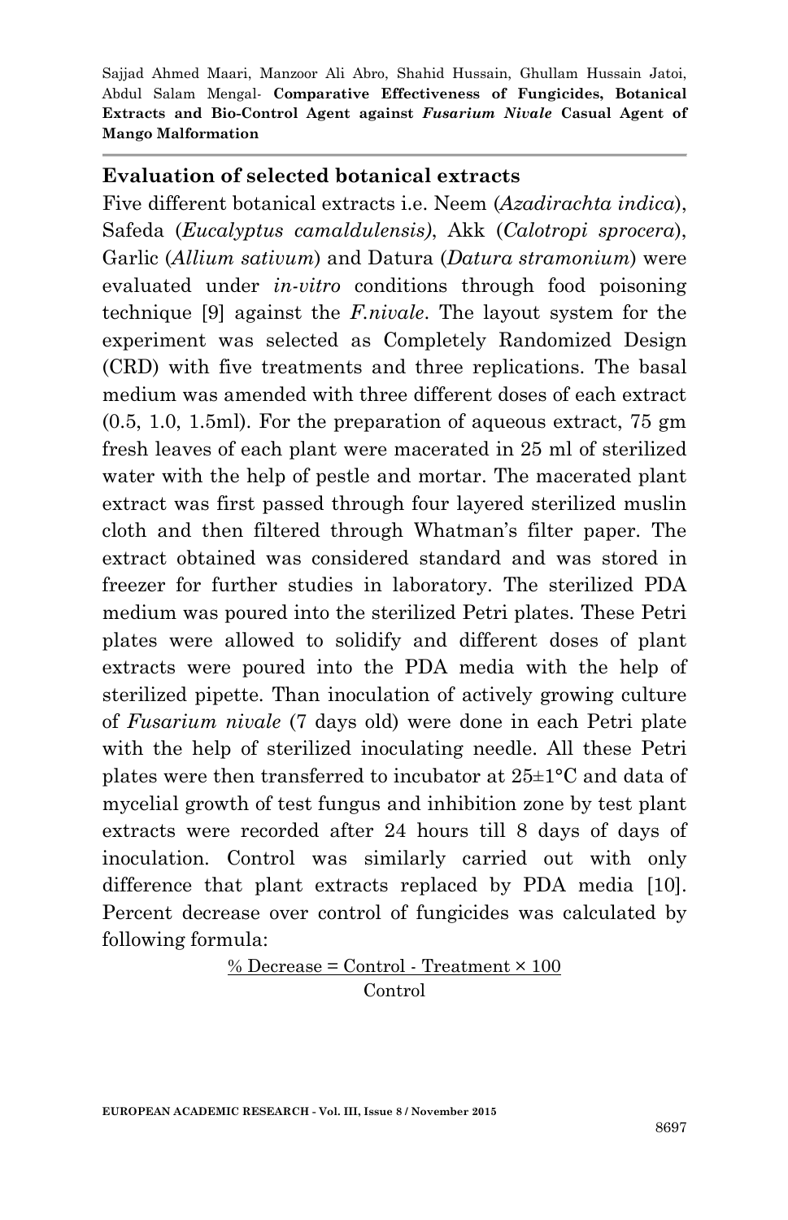## Evaluation of selected botanical extracts

Five different botanical extracts i.e. Neem (*Azadirachta indica*), Safeda (*Eucalyptus camaldulensis)*, Akk (*Calotropi sprocera*), Garlic (*Allium sativum*) and Datura (*Datura stramonium*) were evaluated under *in-vitro* conditions through food poisoning technique [9] against the *F.nivale*. The layout system for the experiment was selected as Completely Randomized Design (CRD) with five treatments and three replications. The basal medium was amended with three different doses of each extract (0.5, 1.0, 1.5ml). For the preparation of aqueous extract, 75 gm fresh leaves of each plant were macerated in 25 ml of sterilized water with the help of pestle and mortar. The macerated plant extract was first passed through four layered sterilized muslin cloth and then filtered through Whatman's filter paper. The extract obtained was considered standard and was stored in freezer for further studies in laboratory. The sterilized PDA medium was poured into the sterilized Petri plates. These Petri plates were allowed to solidify and different doses of plant extracts were poured into the PDA media with the help of sterilized pipette. Than inoculation of actively growing culture of *Fusarium nivale* (7 days old) were done in each Petri plate with the help of sterilized inoculating needle. All these Petri plates were then transferred to incubator at 25±1°C and data of mycelial growth of test fungus and inhibition zone by test plant extracts were recorded after 24 hours till 8 days of days of inoculation. Control was similarly carried out with only difference that plant extracts replaced by PDA media [10]. Percent decrease over control of fungicides was calculated by following formula:

$$\% \text{ Decrease} = \frac{\text{Control} - \text{Treatment} \times 100}{\text{Control}}$$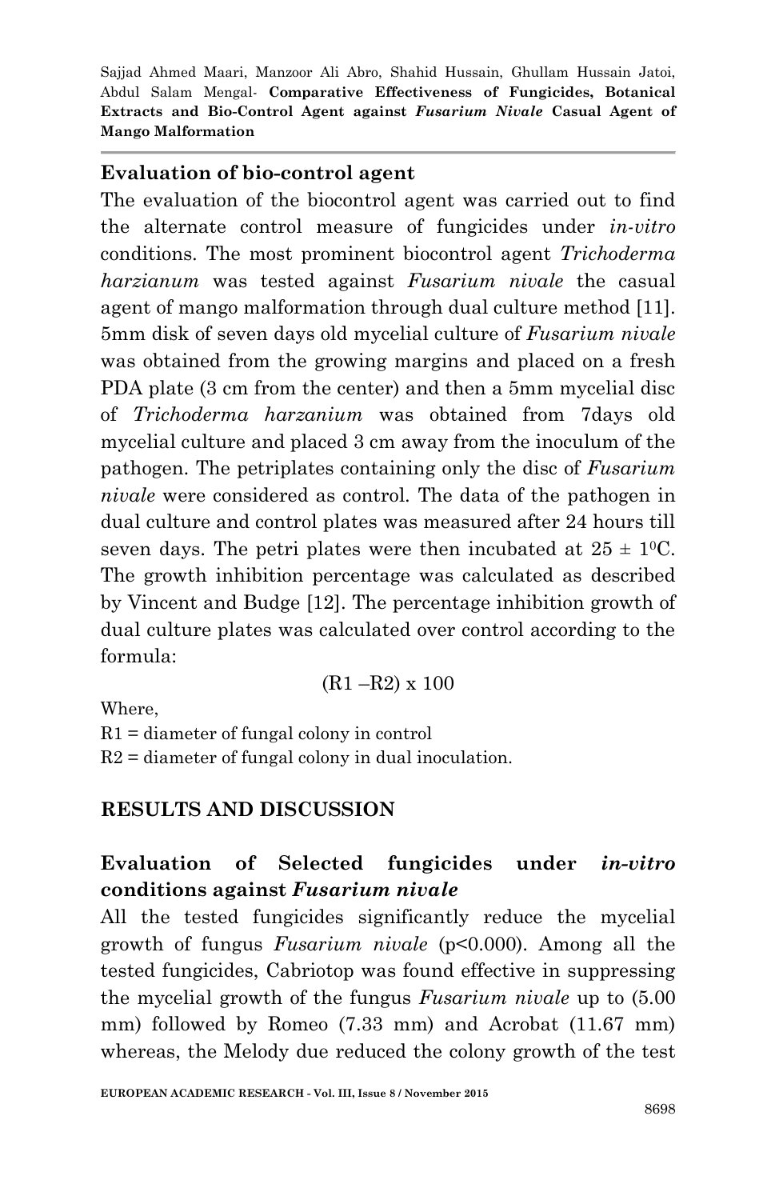### Evaluation of bio-control agent

The evaluation of the biocontrol agent was carried out to find the alternate control measure of fungicides under *in-vitro* conditions. The most prominent biocontrol agent *Trichoderma harzianum* was tested against *Fusarium nivale* the casual agent of mango malformation through dual culture method [11]. 5mm disk of seven days old mycelial culture of *Fusarium nivale* was obtained from the growing margins and placed on a fresh PDA plate (3 cm from the center) and then a 5mm mycelial disc of *Trichoderma harzanium* was obtained from 7days old mycelial culture and placed 3 cm away from the inoculum of the pathogen. The petriplates containing only the disc of *Fusarium nivale* were considered as control. The data of the pathogen in dual culture and control plates was measured after 24 hours till seven days. The petri plates were then incubated at 25 ± 1$^0$C. The growth inhibition percentage was calculated as described by Vincent and Budge [12]. The percentage inhibition growth of dual culture plates was calculated over control according to the formula:

$$(R1 - R2) \times 100$$

Where,

R1 = diameter of fungal colony in control

R2 = diameter of fungal colony in dual inoculation.

## RESULTS AND DISCUSSION

### Evaluation of Selected fungicides under *in-vitro* conditions against *Fusarium nivale*

All the tested fungicides significantly reduce the mycelial growth of fungus *Fusarium nivale* ($p<0.000$). Among all the tested fungicides, Cabriotop was found effective in suppressing the mycelial growth of the fungus *Fusarium nivale* up to (5.00 mm) followed by Romeo (7.33 mm) and Acrobat (11.67 mm) whereas, the Melody due reduced the colony growth of the test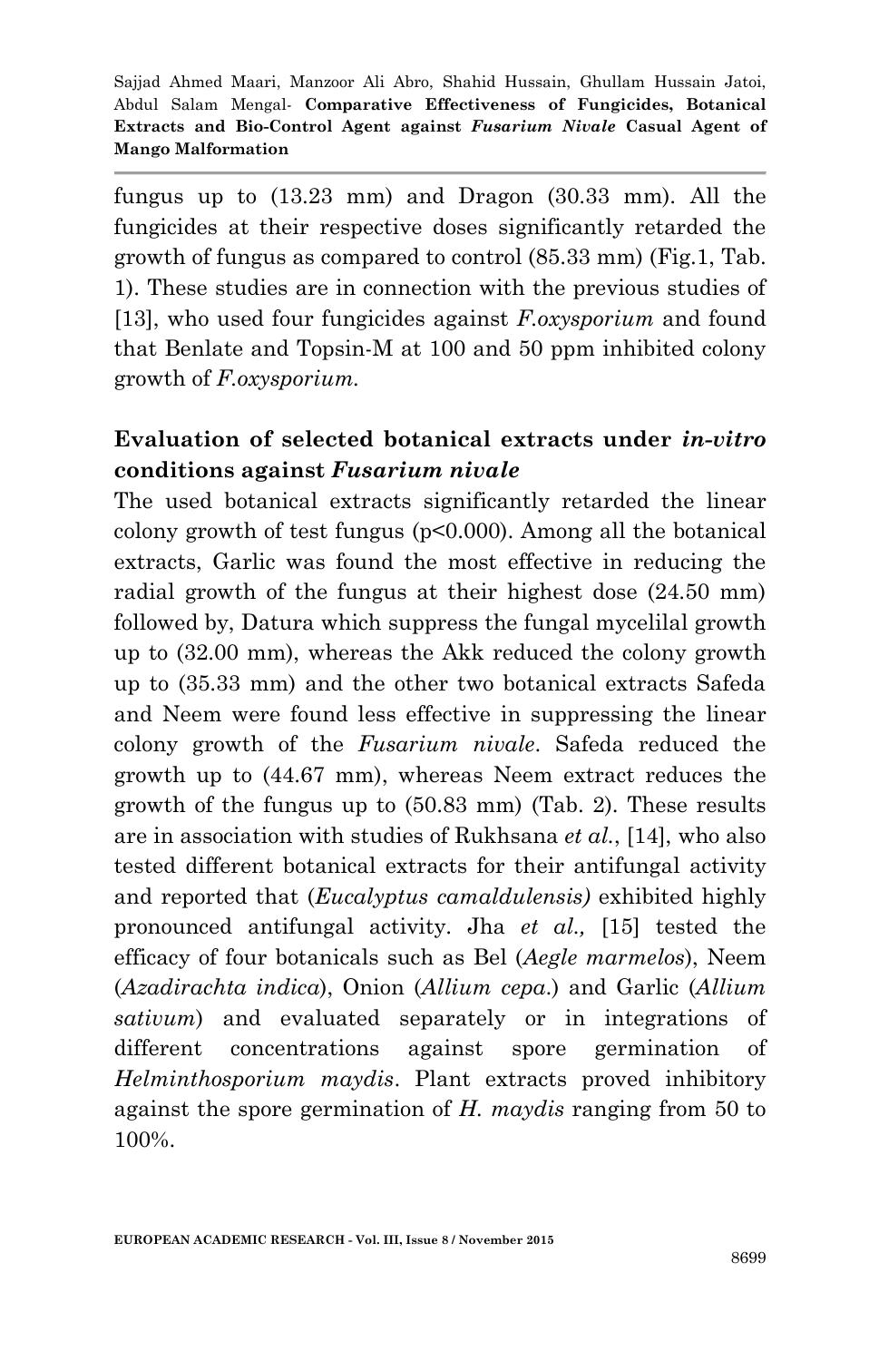fungus up to (13.23 mm) and Dragon (30.33 mm). All the fungicides at their respective doses significantly retarded the growth of fungus as compared to control (85.33 mm) (Fig.1, Tab. 1). These studies are in connection with the previous studies of [13], who used four fungicides against *F.oxysporium* and found that Benlate and Topsin-M at 100 and 50 ppm inhibited colony growth of *F.oxysporium.*

## Evaluation of selected botanical extracts under *in-vitro* conditions against *Fusarium nivale*

The used botanical extracts significantly retarded the linear colony growth of test fungus ($p<0.000$). Among all the botanical extracts, Garlic was found the most effective in reducing the radial growth of the fungus at their highest dose (24.50 mm) followed by, Datura which suppress the fungal mycelilal growth up to (32.00 mm), whereas the Akk reduced the colony growth up to (35.33 mm) and the other two botanical extracts Safeda and Neem were found less effective in suppressing the linear colony growth of the *Fusarium nivale*. Safeda reduced the growth up to (44.67 mm), whereas Neem extract reduces the growth of the fungus up to (50.83 mm) (Tab. 2). These results are in association with studies of Rukhsana *et al.*, [14], who also tested different botanical extracts for their antifungal activity and reported that (*Eucalyptus camaldulensis)* exhibited highly pronounced antifungal activity. Jha *et al.,* [15] tested the efficacy of four botanicals such as Bel (*Aegle marmelos*), Neem (*Azadirachta indica*), Onion (*Allium cepa*.) and Garlic (*Allium sativum*) and evaluated separately or in integrations of different concentrations against spore germination of *Helminthosporium maydis*. Plant extracts proved inhibitory against the spore germination of *H. maydis* ranging from 50 to 100%.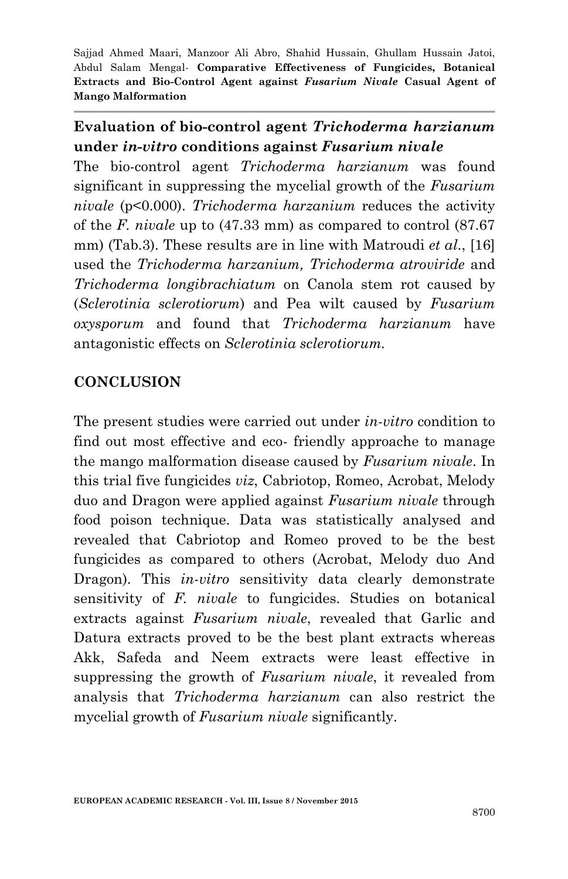### Evaluation of bio-control agent *Trichoderma harzianum* under *in-vitro* conditions against *Fusarium nivale*

The bio-control agent *Trichoderma harzianum* was found significant in suppressing the mycelial growth of the *Fusarium nivale* ($p<0.000$). *Trichoderma harzanium* reduces the activity of the *F. nivale* up to (47.33 mm) as compared to control (87.67 mm) (Tab.3). These results are in line with Matroudi *et al*., [16] used the *Trichoderma harzanium, Trichoderma atroviride* and *Trichoderma longibrachiatum* on Canola stem rot caused by (*Sclerotinia sclerotiorum*) and Pea wilt caused by *Fusarium oxysporum* and found that *Trichoderma harzianum* have antagonistic effects on *Sclerotinia sclerotiorum*.

## CONCLUSION

The present studies were carried out under *in-vitro* condition to find out most effective and eco- friendly approache to manage the mango malformation disease caused by *Fusarium nivale*. In this trial five fungicides *viz*, Cabriotop, Romeo, Acrobat, Melody duo and Dragon were applied against *Fusarium nivale* through food poison technique. Data was statistically analysed and revealed that Cabriotop and Romeo proved to be the best fungicides as compared to others (Acrobat, Melody duo And Dragon). This *in-vitro* sensitivity data clearly demonstrate sensitivity of *F. nivale* to fungicides. Studies on botanical extracts against *Fusarium nivale*, revealed that Garlic and Datura extracts proved to be the best plant extracts whereas Akk, Safeda and Neem extracts were least effective in suppressing the growth of *Fusarium nivale*, it revealed from analysis that *Trichoderma harzianum* can also restrict the mycelial growth of *Fusarium nivale* significantly.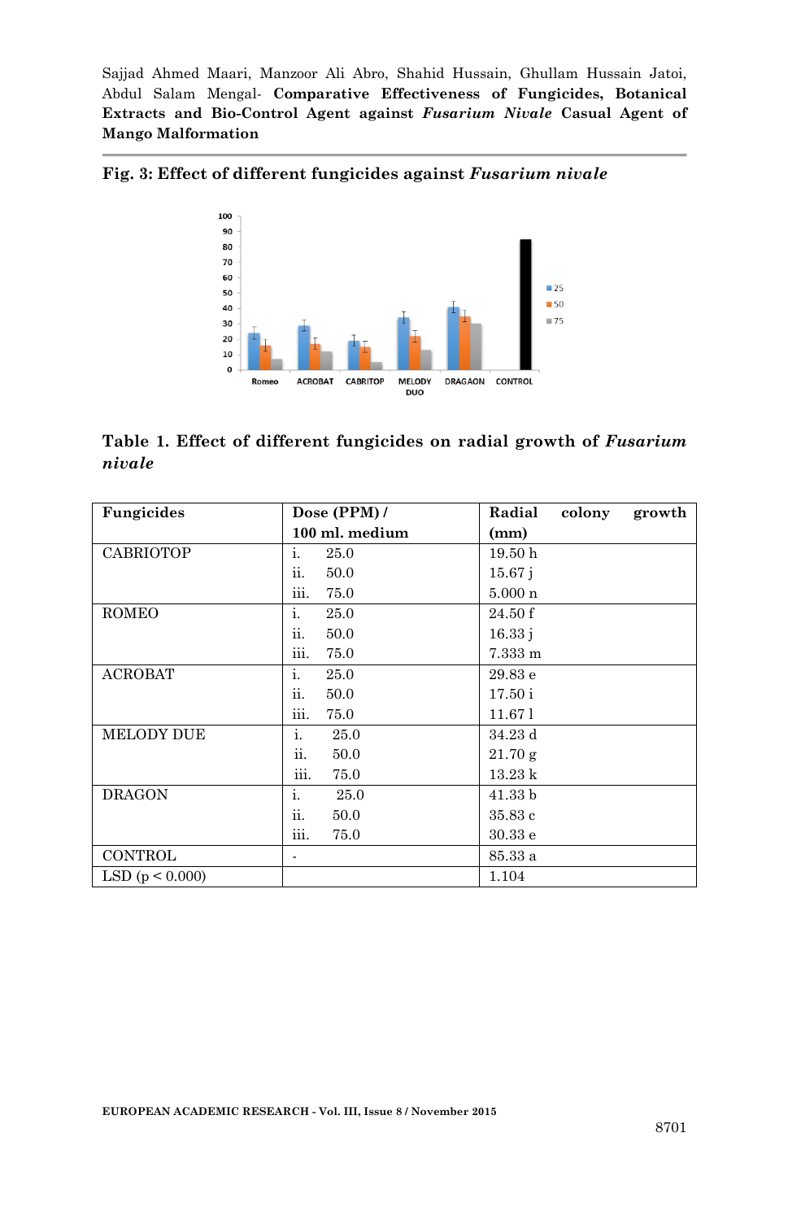**Fig. 3: Effect of different fungicides against *Fusarium nivale***

**Table 1. Effect of different fungicides on radial growth of *Fusarium nivale***

| Fungicides | Dose (PPM) / 100 ml. medium | Radial colony growth (mm) |
|---|---|---|
| CABRIOTOP | i. 25.0 | 19.50 h |
| | ii. 50.0 | 15.67 j |
| | iii. 75.0 | 5.000 n |
| ROMEO | i. 25.0 | 24.50 f |
| | ii. 50.0 | 16.33 j |
| | iii. 75.0 | 7.333 m |
| ACROBAT | i. 25.0 | 29.83 e |
| | ii. 50.0 | 17.50 i |
| | iii. 75.0 | 11.67 l |
| MELODY DUE | i. 25.0 | 34.23 d |
| | ii. 50.0 | 21.70 g |
| | iii. 75.0 | 13.23 k |
| DRAGON | i. 25.0 | 41.33 b |
| | ii. 50.0 | 35.83 c |
| | iii. 75.0 | 30.33 e |
| CONTROL | - | 85.33 a |
| LSD ($p < 0.000$) | | 1.104 |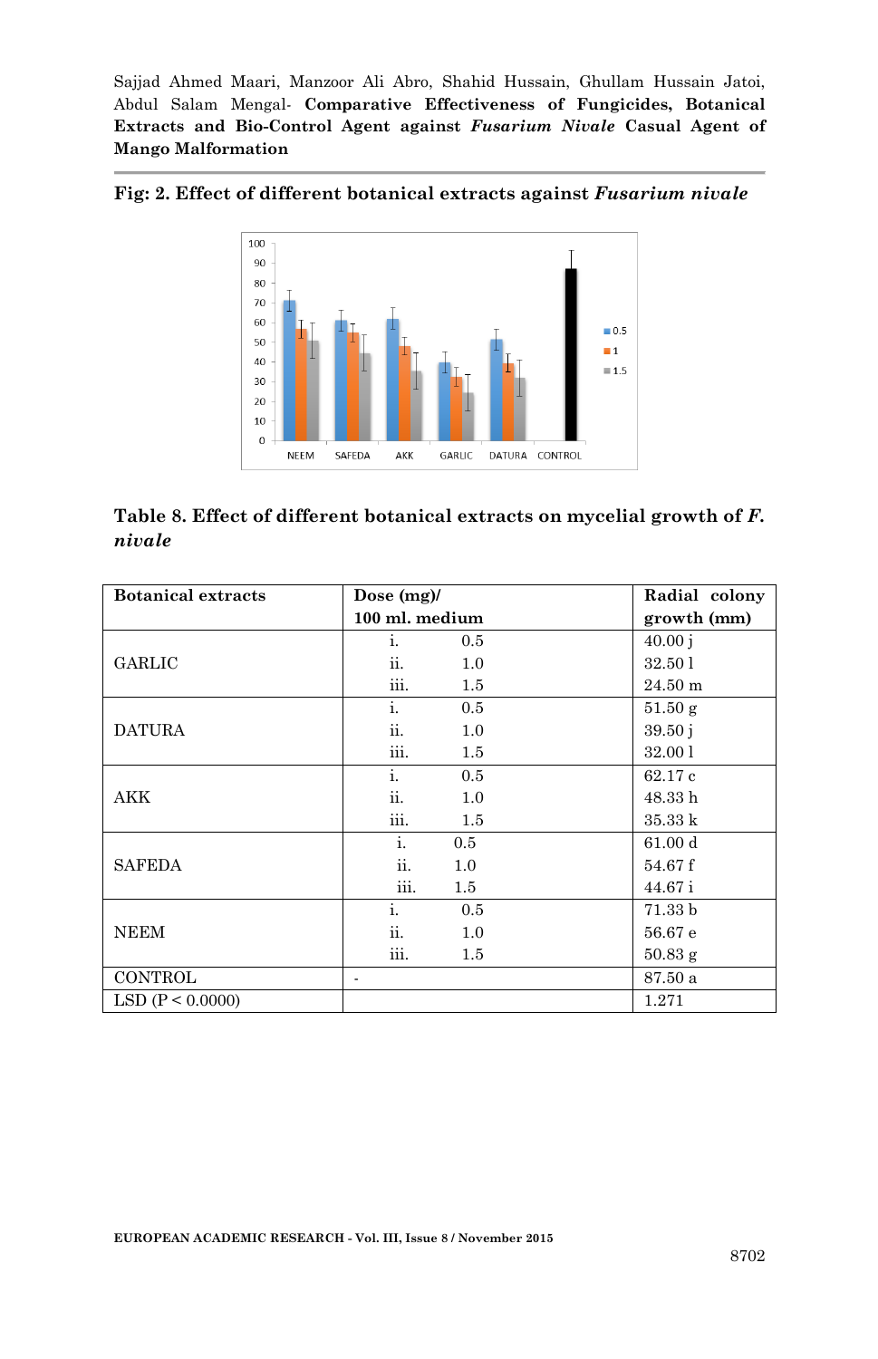**Fig: 2. Effect of different botanical extracts against *Fusarium nivale***

**Table 8. Effect of different botanical extracts on mycelial growth of *F. nivale***

| Botanical extracts | Dose (mg)/ 100 ml. medium | Radial colony growth (mm) |
|---|---|---|
| GARLIC | i. 0.5 | 40.00 j |
| | ii. 1.0 | 32.50 l |
| | iii. 1.5 | 24.50 m |
| DATURA | i. 0.5 | 51.50 g |
| | ii. 1.0 | 39.50 j |
| | iii. 1.5 | 32.00 l |
| AKK | i. 0.5 | 62.17 c |
| | ii. 1.0 | 48.33 h |
| | iii. 1.5 | 35.33 k |
| SAFEDA | i. 0.5 | 61.00 d |
| | ii. 1.0 | 54.67 f |
| | iii. 1.5 | 44.67 i |
| NEEM | i. 0.5 | 71.33 b |
| | ii. 1.0 | 56.67 e |
| | iii. 1.5 | 50.83 g |
| CONTROL | - | 87.50 a |
| LSD ($P < 0.0000$) | | 1.271 |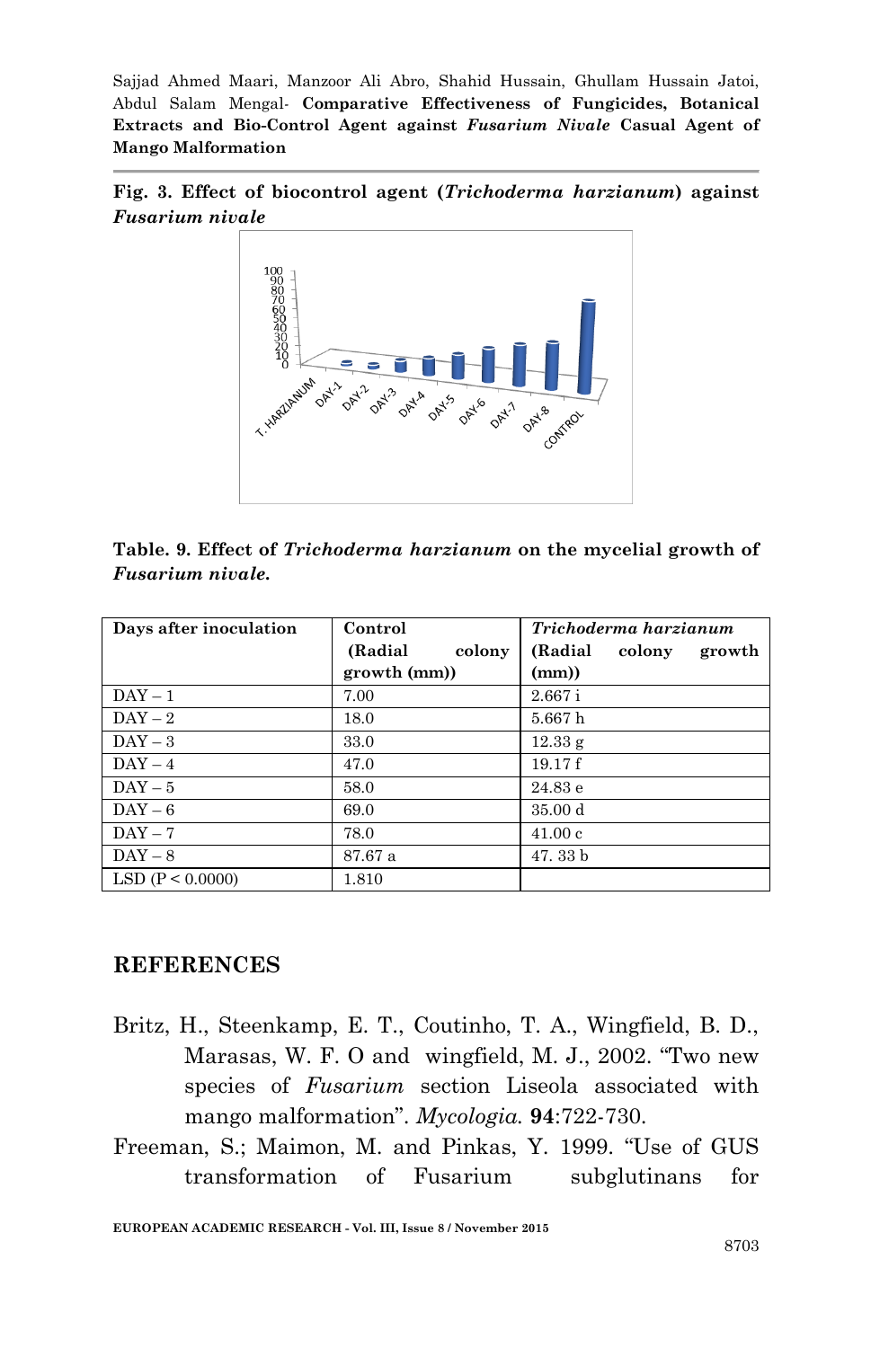**Fig. 3. Effect of biocontrol agent (*Trichoderma harzianum*) against *Fusarium nivale***

**Table. 9. Effect of *Trichoderma harzianum* on the mycelial growth of *Fusarium nivale*.**

| Days after inoculation | Control (Radial colony growth (mm)) | *Trichoderma harzianum* (Radial colony growth (mm)) |
|---|---|---|
| DAY – 1 | 7.00 | 2.667 i |
| DAY – 2 | 18.0 | 5.667 h |
| DAY – 3 | 33.0 | 12.33 g |
| DAY – 4 | 47.0 | 19.17 f |
| DAY – 5 | 58.0 | 24.83 e |
| DAY – 6 | 69.0 | 35.00 d |
| DAY – 7 | 78.0 | 41.00 c |
| DAY – 8 | 87.67 a | 47. 33 b |
| LSD (P < 0.0000) | 1.810 | |

## REFERENCES

Britz, H., Steenkamp, E. T., Coutinho, T. A., Wingfield, B. D., Marasas, W. F. O and wingfield, M. J., 2002. "Two new species of *Fusarium* section Liseola associated with mango malformation". *Mycologia.* **94**:722-730.

Freeman, S.; Maimon, M. and Pinkas, Y. 1999. "Use of GUS transformation of Fusarium subglutinans for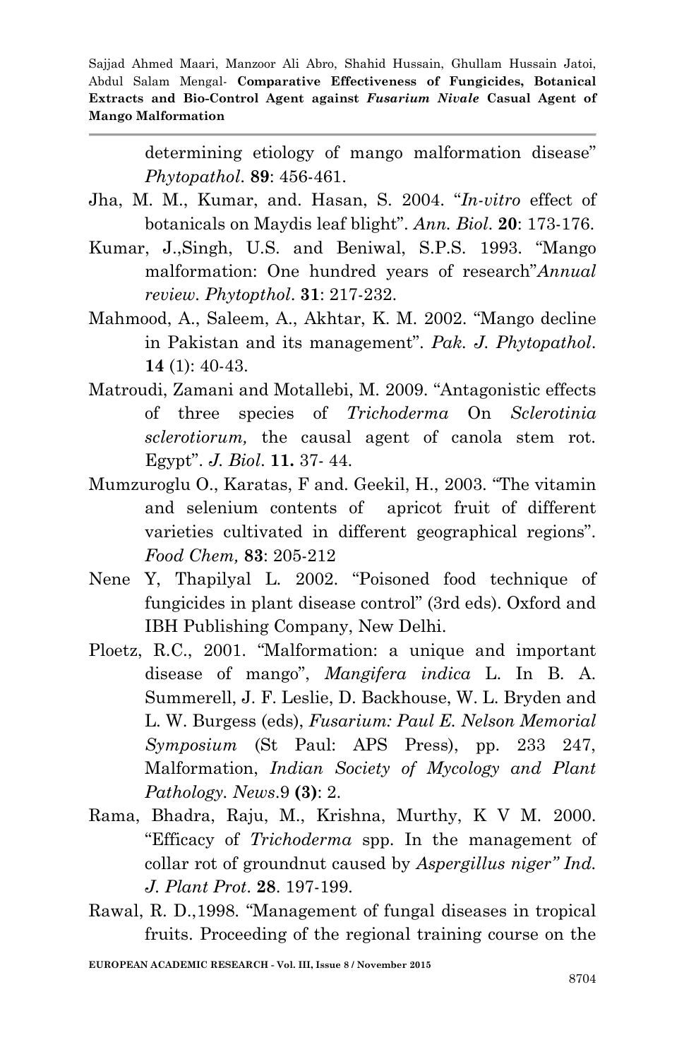determining etiology of mango malformation disease" *Phytopathol*. **89**: 456-461.

Jha, M. M., Kumar, and. Hasan, S. 2004. "*In-vitro* effect of botanicals on Maydis leaf blight". *Ann. Biol*. **20**: 173-176.

Kumar, J.,Singh, U.S. and Beniwal, S.P.S. 1993. "Mango malformation: One hundred years of research"*Annual review. Phytopthol*. **31**: 217-232.

Mahmood, A., Saleem, A., Akhtar, K. M. 2002. "Mango decline in Pakistan and its management". *Pak. J. Phytopathol*. **14** (1): 40-43.

Matroudi, Zamani and Motallebi, M. 2009. "Antagonistic effects of three species of *Trichoderma* On *Sclerotinia sclerotiorum,* the causal agent of canola stem rot. Egypt". *J. Biol*. **11.** 37- 44.

Mumzuroglu O., Karatas, F and. Geekil, H., 2003. "The vitamin and selenium contents of apricot fruit of different varieties cultivated in different geographical regions". *Food Chem,* **83**: 205-212

Nene Y, Thapilyal L. 2002. "Poisoned food technique of fungicides in plant disease control" (3rd eds). Oxford and IBH Publishing Company, New Delhi.

Ploetz, R.C., 2001. "Malformation: a unique and important disease of mango", *Mangifera indica* L. In B. A. Summerell, J. F. Leslie, D. Backhouse, W. L. Bryden and L. W. Burgess (eds), *Fusarium: Paul E. Nelson Memorial Symposium* (St Paul: APS Press), pp. 233 247, Malformation, *Indian Society of Mycology and Plant Pathology. News*.9 **(3)**: 2.

Rama, Bhadra, Raju, M., Krishna, Murthy, K V M. 2000. "Efficacy of *Trichoderma* spp. In the management of collar rot of groundnut caused by *Aspergillus niger" Ind. J. Plant Prot*. **28**. 197-199.

Rawal, R. D.,1998. "Management of fungal diseases in tropical fruits. Proceeding of the regional training course on the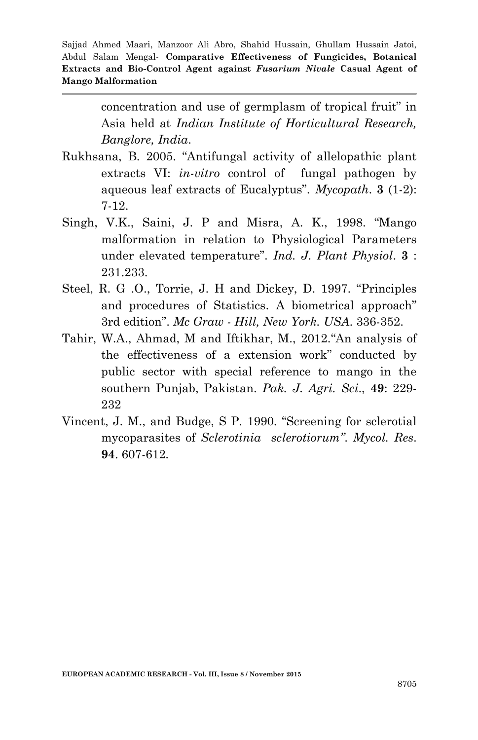concentration and use of germplasm of tropical fruit" in Asia held at *Indian Institute of Horticultural Research, Banglore, India*.

Rukhsana, B. 2005. "Antifungal activity of allelopathic plant extracts VI: *in-vitro* control of fungal pathogen by aqueous leaf extracts of Eucalyptus". *Mycopath*. **3** (1-2): 7-12.

Singh, V.K., Saini, J. P and Misra, A. K., 1998. "Mango malformation in relation to Physiological Parameters under elevated temperature". *Ind. J. Plant Physiol*. **3** : 231.233.

Steel, R. G .O., Torrie, J. H and Dickey, D. 1997. "Principles and procedures of Statistics. A biometrical approach" 3rd edition". *Mc Graw - Hill, New York. USA*. 336-352.

Tahir, W.A., Ahmad, M and Iftikhar, M., 2012."An analysis of the effectiveness of a extension work" conducted by public sector with special reference to mango in the southern Punjab, Pakistan. *Pak. J. Agri. Sci*., **49**: 229-232

Vincent, J. M., and Budge, S P. 1990. "Screening for sclerotial mycoparasites of *Sclerotinia sclerotiorum". Mycol. Res*. **94**. 607-612.